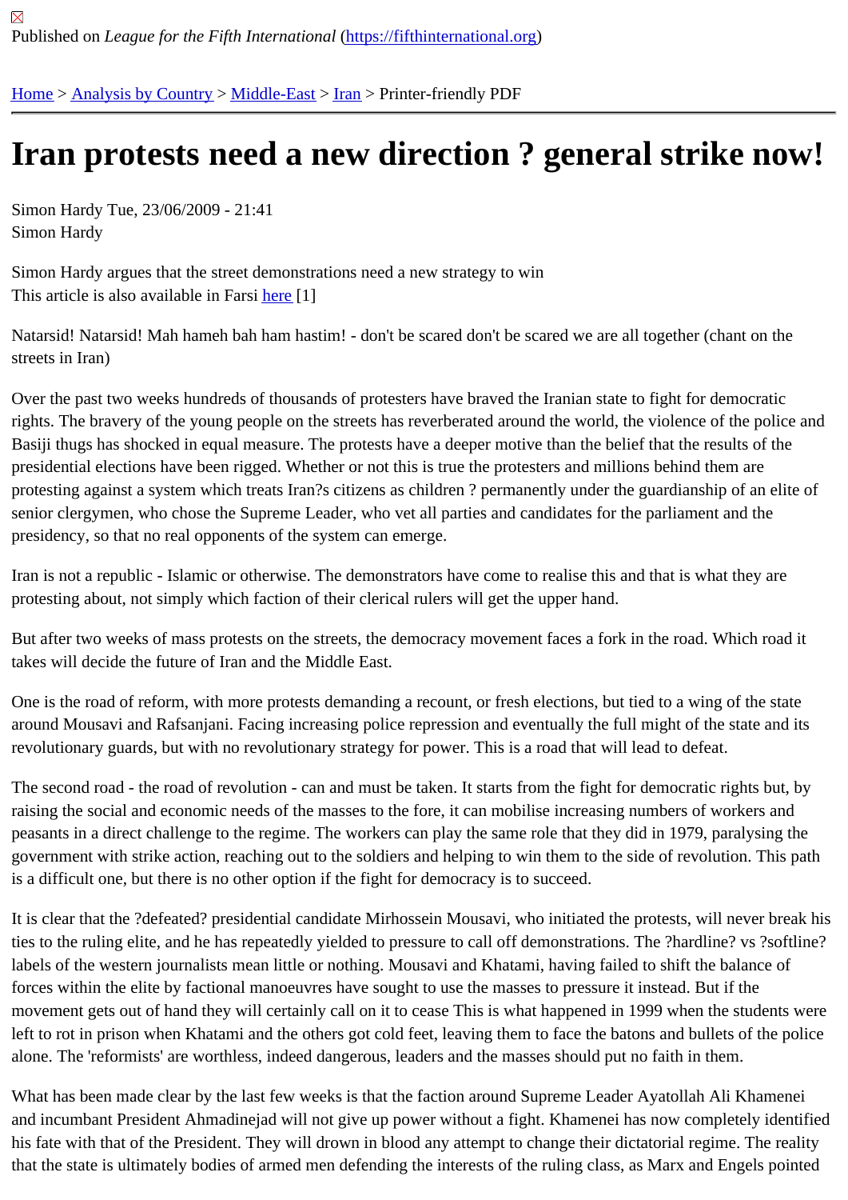Published on *League for the Fifth International* (https://fifthinternational.org)

Home > Analysis by Country > Middle-East > Iran > Printer-friendly PDF

# Iran protests need a new direction ? general strike now!

Simon Hardy Tue, 23/06/2009 - 21:41
Simon Hardy

Simon Hardy argues that the street demonstrations need a new strategy to win
This article is also available in Farsi here [1]

Natarsid! Natarsid! Mah hameh bah ham hastim! - don't be scared don't be scared we are all together (chant on the streets in Iran)

Over the past two weeks hundreds of thousands of protesters have braved the Iranian state to fight for democratic rights. The bravery of the young people on the streets has reverberated around the world, the violence of the police and Basiji thugs has shocked in equal measure. The protests have a deeper motive than the belief that the results of the presidential elections have been rigged. Whether or not this is true the protesters and millions behind them are protesting against a system which treats Iran?s citizens as children ? permanently under the guardianship of an elite of senior clergymen, who chose the Supreme Leader, who vet all parties and candidates for the parliament and the presidency, so that no real opponents of the system can emerge.

Iran is not a republic - Islamic or otherwise. The demonstrators have come to realise this and that is what they are protesting about, not simply which faction of their clerical rulers will get the upper hand.

But after two weeks of mass protests on the streets, the democracy movement faces a fork in the road. Which road it takes will decide the future of Iran and the Middle East.

One is the road of reform, with more protests demanding a recount, or fresh elections, but tied to a wing of the state around Mousavi and Rafsanjani. Facing increasing police repression and eventually the full might of the state and its revolutionary guards, but with no revolutionary strategy for power. This is a road that will lead to defeat.

The second road - the road of revolution - can and must be taken. It starts from the fight for democratic rights but, by raising the social and economic needs of the masses to the fore, it can mobilise increasing numbers of workers and peasants in a direct challenge to the regime. The workers can play the same role that they did in 1979, paralysing the government with strike action, reaching out to the soldiers and helping to win them to the side of revolution. This path is a difficult one, but there is no other option if the fight for democracy is to succeed.

It is clear that the ?defeated? presidential candidate Mirhossein Mousavi, who initiated the protests, will never break his ties to the ruling elite, and he has repeatedly yielded to pressure to call off demonstrations. The ?hardline? vs ?softline? labels of the western journalists mean little or nothing. Mousavi and Khatami, having failed to shift the balance of forces within the elite by factional manoeuvres have sought to use the masses to pressure it instead. But if the movement gets out of hand they will certainly call on it to cease This is what happened in 1999 when the students were left to rot in prison when Khatami and the others got cold feet, leaving them to face the batons and bullets of the police alone. The 'reformists' are worthless, indeed dangerous, leaders and the masses should put no faith in them.

What has been made clear by the last few weeks is that the faction around Supreme Leader Ayatollah Ali Khamenei and incumbant President Ahmadinejad will not give up power without a fight. Khamenei has now completely identified his fate with that of the President. They will drown in blood any attempt to change their dictatorial regime. The reality that the state is ultimately bodies of armed men defending the interests of the ruling class, as Marx and Engels pointed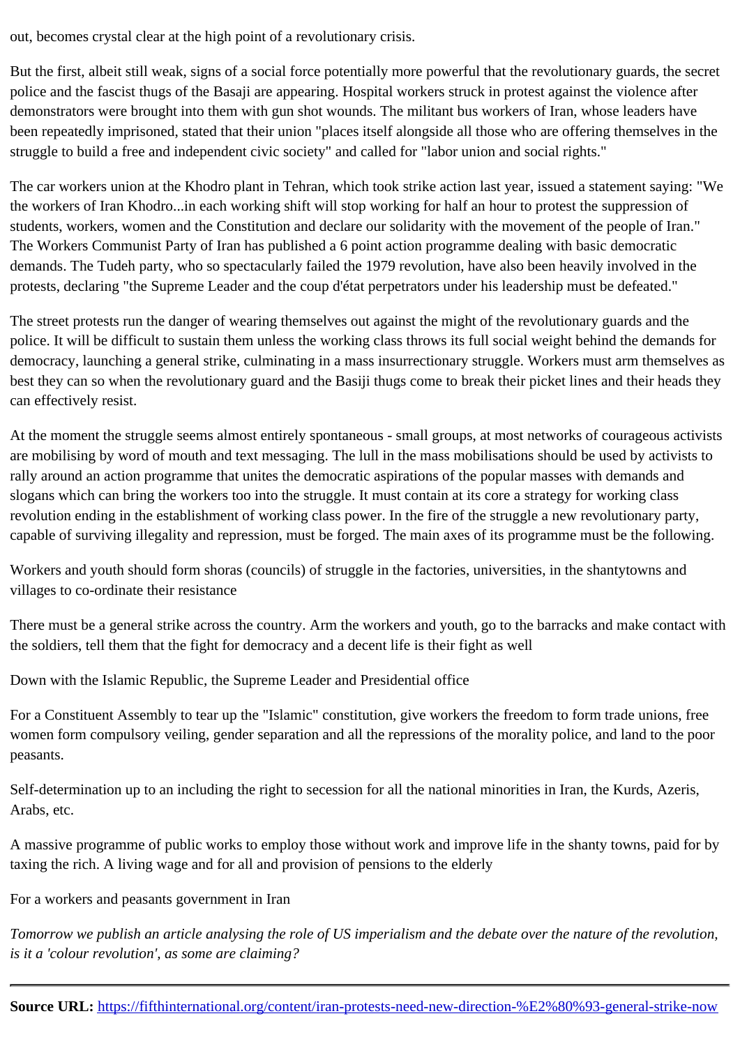out, becomes crystal clear at the high point of a revolutionary crisis.

But the first, albeit still weak, signs of a social force potentially more powerful that the revolutionary guards, the secret police and the fascist thugs of the Basaji are appearing. Hospital workers struck in protest against the violence after demonstrators were brought into them with gun shot wounds. The militant bus workers of Iran, whose leaders have been repeatedly imprisoned, stated that their union "places itself alongside all those who are offering themselves in the struggle to build a free and independent civic society" and called for "labor union and social rights."

The car workers union at the Khodro plant in Tehran, which took strike action last year, issued a statement saying: "We the workers of Iran Khodro...in each working shift will stop working for half an hour to protest the suppression of students, workers, women and the Constitution and declare our solidarity with the movement of the people of Iran." The Workers Communist Party of Iran has published a 6 point action programme dealing with basic democratic demands. The Tudeh party, who so spectacularly failed the 1979 revolution, have also been heavily involved in the protests, declaring "the Supreme Leader and the coup d'état perpetrators under his leadership must be defeated."

The street protests run the danger of wearing themselves out against the might of the revolutionary guards and the police. It will be difficult to sustain them unless the working class throws its full social weight behind the demands for democracy, launching a general strike, culminating in a mass insurrectionary struggle. Workers must arm themselves as best they can so when the revolutionary guard and the Basiji thugs come to break their picket lines and their heads they can effectively resist.

At the moment the struggle seems almost entirely spontaneous - small groups, at most networks of courageous activists are mobilising by word of mouth and text messaging. The lull in the mass mobilisations should be used by activists to rally around an action programme that unites the democratic aspirations of the popular masses with demands and slogans which can bring the workers too into the struggle. It must contain at its core a strategy for working class revolution ending in the establishment of working class power. In the fire of the struggle a new revolutionary party, capable of surviving illegality and repression, must be forged. The main axes of its programme must be the following.

Workers and youth should form shoras (councils) of struggle in the factories, universities, in the shantytowns and villages to co-ordinate their resistance

There must be a general strike across the country. Arm the workers and youth, go to the barracks and make contact with the soldiers, tell them that the fight for democracy and a decent life is their fight as well

Down with the Islamic Republic, the Supreme Leader and Presidential office

For a Constituent Assembly to tear up the "Islamic" constitution, give workers the freedom to form trade unions, free women form compulsory veiling, gender separation and all the repressions of the morality police, and land to the poor peasants.

Self-determination up to an including the right to secession for all the national minorities in Iran, the Kurds, Azeris, Arabs, etc.

A massive programme of public works to employ those without work and improve life in the shanty towns, paid for by taxing the rich. A living wage and for all and provision of pensions to the elderly

For a workers and peasants government in Iran

*Tomorrow we publish an article analysing the role of US imperialism and the debate over the nature of the revolution, is it a 'colour revolution', as some are claiming?*

---

**Source URL:** https://fifthinternational.org/content/iran-protests-need-new-direction-%E2%80%93-general-strike-now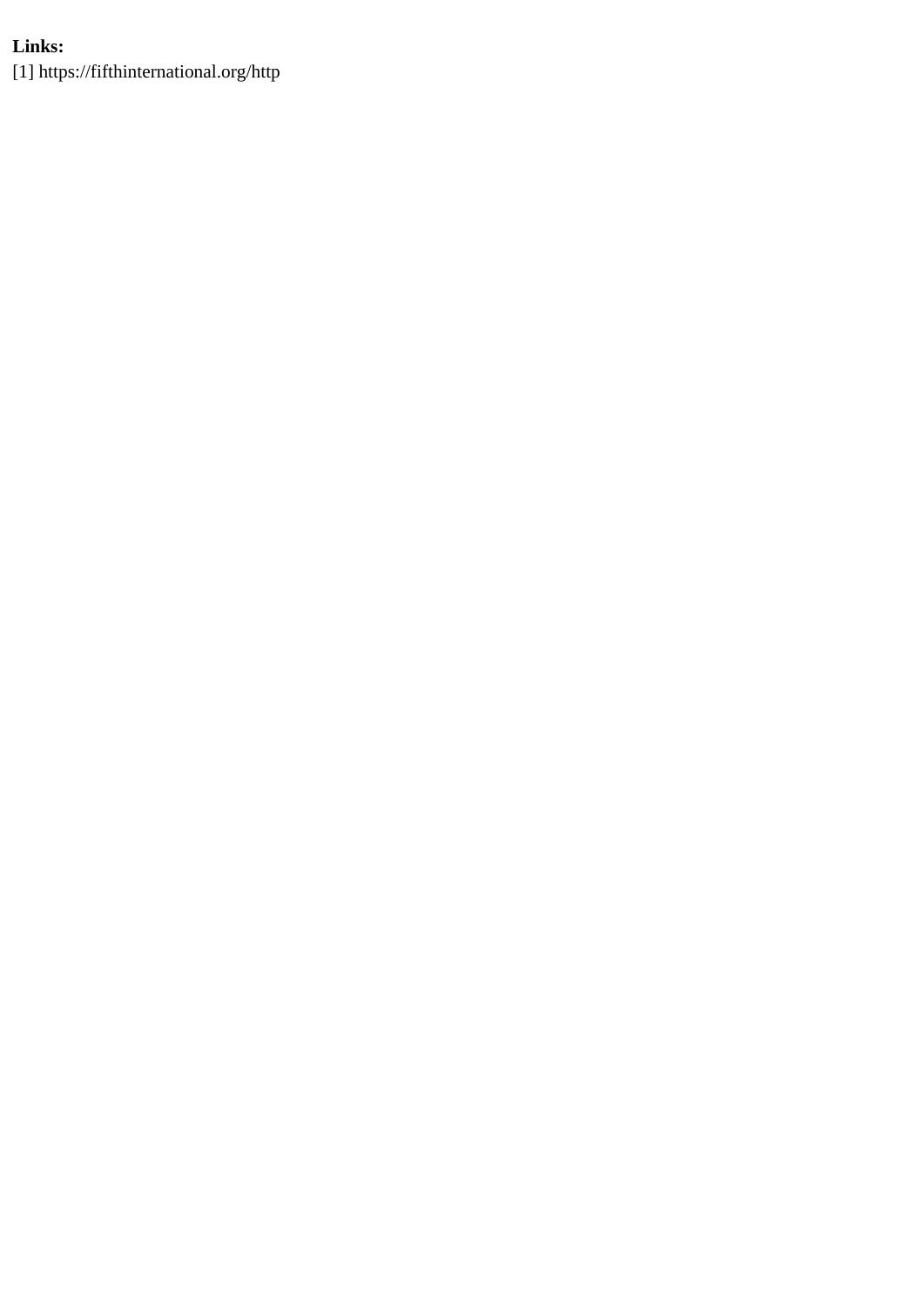**Links:**
[1] https://fifthinternational.org/http